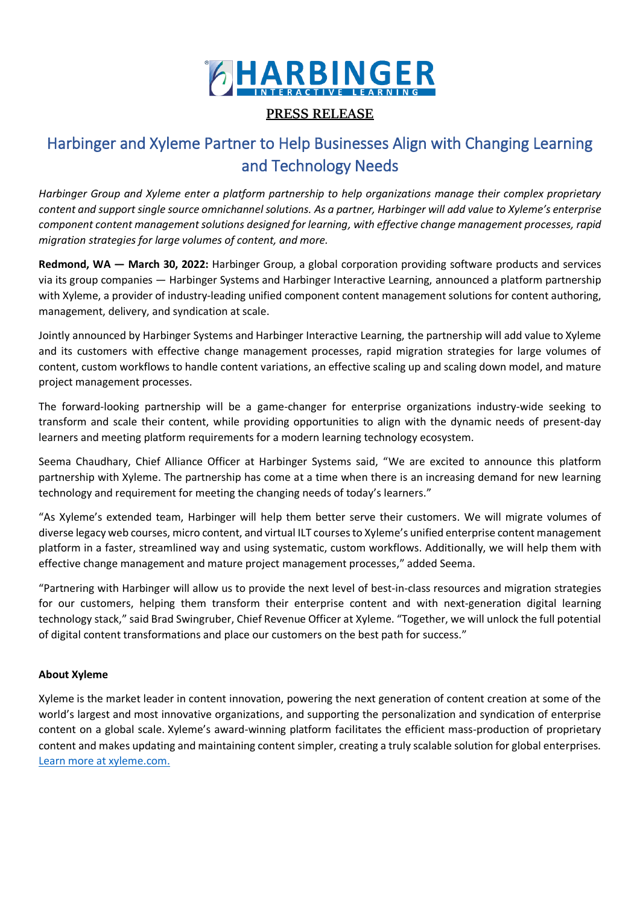HARBINGER INTERACTIVE LEARNING

PRESS RELEASE

# Harbinger and Xyleme Partner to Help Businesses Align with Changing Learning and Technology Needs

*Harbinger Group and Xyleme enter a platform partnership to help organizations manage their complex proprietary content and support single source omnichannel solutions. As a partner, Harbinger will add value to Xyleme's enterprise component content management solutions designed for learning, with effective change management processes, rapid migration strategies for large volumes of content, and more.*

**Redmond, WA — March 30, 2022:** Harbinger Group, a global corporation providing software products and services via its group companies — Harbinger Systems and Harbinger Interactive Learning, announced a platform partnership with Xyleme, a provider of industry-leading unified component content management solutions for content authoring, management, delivery, and syndication at scale.

Jointly announced by Harbinger Systems and Harbinger Interactive Learning, the partnership will add value to Xyleme and its customers with effective change management processes, rapid migration strategies for large volumes of content, custom workflows to handle content variations, an effective scaling up and scaling down model, and mature project management processes.

The forward-looking partnership will be a game-changer for enterprise organizations industry-wide seeking to transform and scale their content, while providing opportunities to align with the dynamic needs of present-day learners and meeting platform requirements for a modern learning technology ecosystem.

Seema Chaudhary, Chief Alliance Officer at Harbinger Systems said, "We are excited to announce this platform partnership with Xyleme. The partnership has come at a time when there is an increasing demand for new learning technology and requirement for meeting the changing needs of today's learners."

"As Xyleme's extended team, Harbinger will help them better serve their customers. We will migrate volumes of diverse legacy web courses, micro content, and virtual ILT courses to Xyleme's unified enterprise content management platform in a faster, streamlined way and using systematic, custom workflows. Additionally, we will help them with effective change management and mature project management processes," added Seema.

"Partnering with Harbinger will allow us to provide the next level of best-in-class resources and migration strategies for our customers, helping them transform their enterprise content and with next-generation digital learning technology stack," said Brad Swingruber, Chief Revenue Officer at Xyleme. "Together, we will unlock the full potential of digital content transformations and place our customers on the best path for success."

**About Xyleme**

Xyleme is the market leader in content innovation, powering the next generation of content creation at some of the world's largest and most innovative organizations, and supporting the personalization and syndication of enterprise content on a global scale. Xyleme's award-winning platform facilitates the efficient mass-production of proprietary content and makes updating and maintaining content simpler, creating a truly scalable solution for global enterprises. [Learn more at xyleme.com.](https://xyleme.com)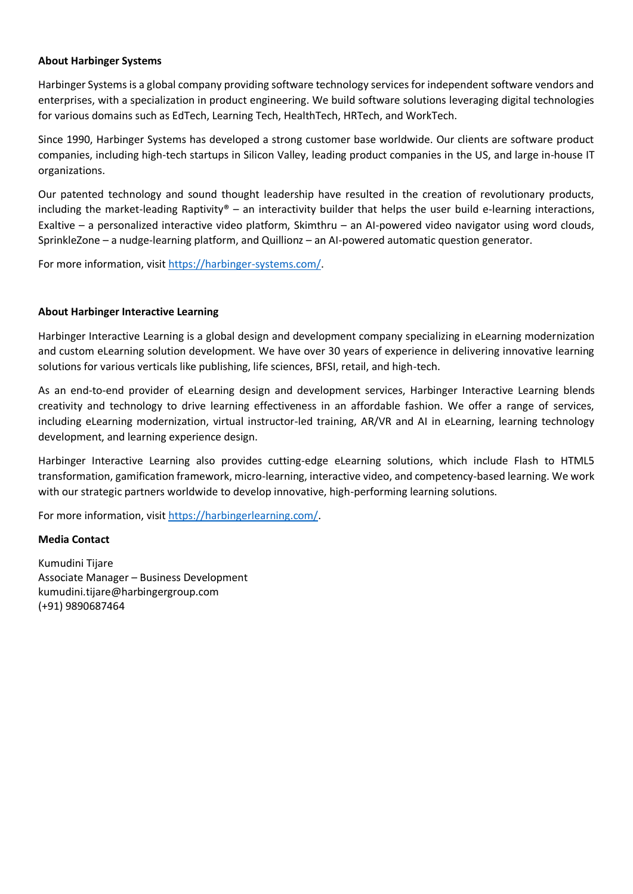**About Harbinger Systems**

Harbinger Systems is a global company providing software technology services for independent software vendors and enterprises, with a specialization in product engineering. We build software solutions leveraging digital technologies for various domains such as EdTech, Learning Tech, HealthTech, HRTech, and WorkTech.

Since 1990, Harbinger Systems has developed a strong customer base worldwide. Our clients are software product companies, including high-tech startups in Silicon Valley, leading product companies in the US, and large in-house IT organizations.

Our patented technology and sound thought leadership have resulted in the creation of revolutionary products, including the market-leading Raptivity® – an interactivity builder that helps the user build e-learning interactions, Exaltive – a personalized interactive video platform, Skimthru – an AI-powered video navigator using word clouds, SprinkleZone – a nudge-learning platform, and Quillionz – an AI-powered automatic question generator.

For more information, visit [https://harbinger-systems.com/](https://harbinger-systems.com/).

**About Harbinger Interactive Learning**

Harbinger Interactive Learning is a global design and development company specializing in eLearning modernization and custom eLearning solution development. We have over 30 years of experience in delivering innovative learning solutions for various verticals like publishing, life sciences, BFSI, retail, and high-tech.

As an end-to-end provider of eLearning design and development services, Harbinger Interactive Learning blends creativity and technology to drive learning effectiveness in an affordable fashion. We offer a range of services, including eLearning modernization, virtual instructor-led training, AR/VR and AI in eLearning, learning technology development, and learning experience design.

Harbinger Interactive Learning also provides cutting-edge eLearning solutions, which include Flash to HTML5 transformation, gamification framework, micro-learning, interactive video, and competency-based learning. We work with our strategic partners worldwide to develop innovative, high-performing learning solutions.

For more information, visit [https://harbingerlearning.com/](https://harbingerlearning.com/).

**Media Contact**

Kumudini Tijare
Associate Manager – Business Development
kumudini.tijare@harbingergroup.com
(+91) 9890687464